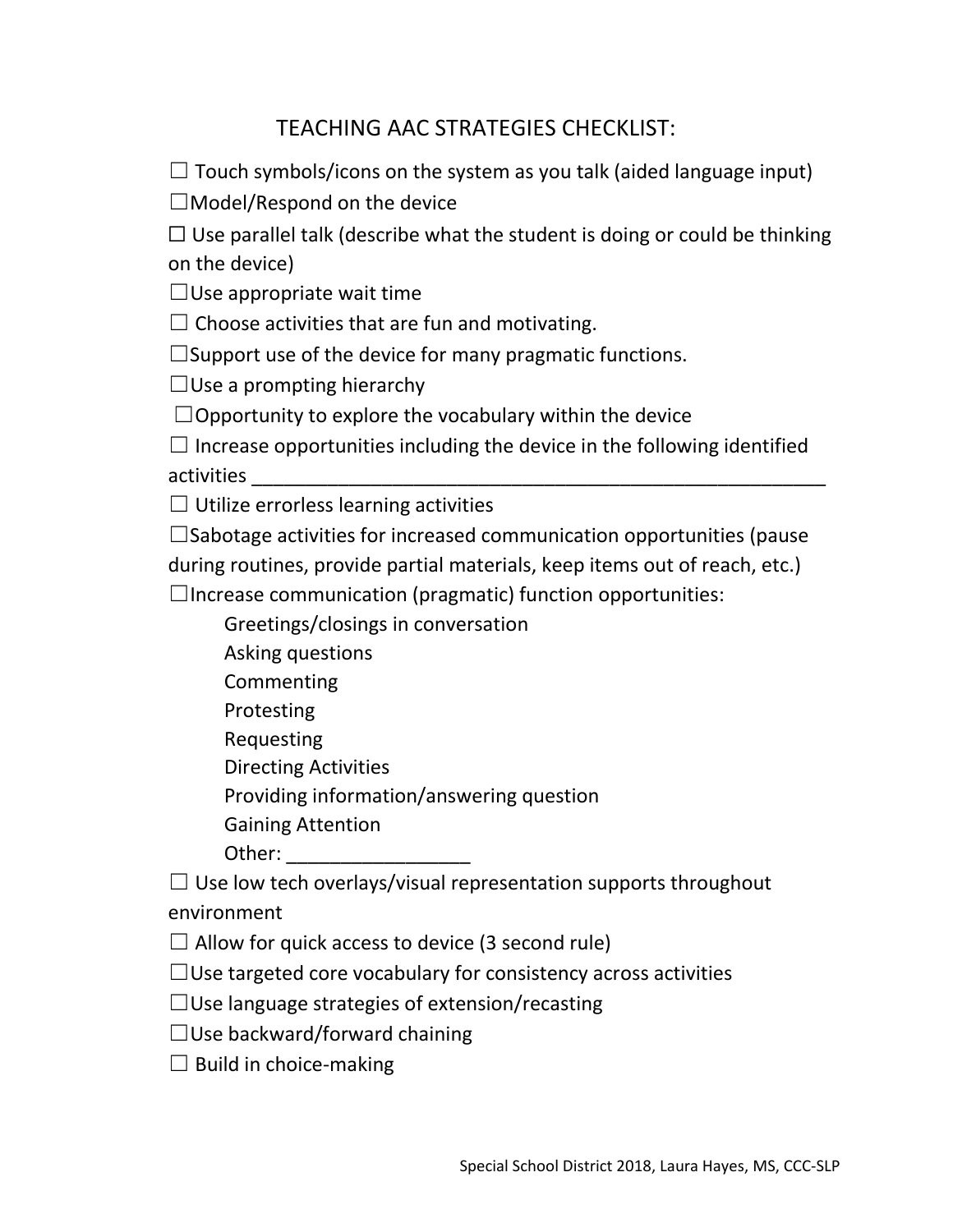# TEACHING AAC STRATEGIES CHECKLIST:

☐ Touch symbols/icons on the system as you talk (aided language input)

☐Model/Respond on the device

☐ Use parallel talk (describe what the student is doing or could be thinking on the device)

☐Use appropriate wait time

☐ Choose activities that are fun and motivating.

☐Support use of the device for many pragmatic functions.

☐Use a prompting hierarchy

☐Opportunity to explore the vocabulary within the device

☐ Increase opportunities including the device in the following identified activities _______________________________________________________

☐ Utilize errorless learning activities

☐Sabotage activities for increased communication opportunities (pause during routines, provide partial materials, keep items out of reach, etc.)

☐Increase communication (pragmatic) function opportunities:

- Greetings/closings in conversation
- Asking questions
- Commenting
- Protesting
- Requesting
- Directing Activities
- Providing information/answering question
- Gaining Attention
- Other: _________________

☐ Use low tech overlays/visual representation supports throughout environment

☐ Allow for quick access to device (3 second rule)

☐Use targeted core vocabulary for consistency across activities

☐Use language strategies of extension/recasting

☐Use backward/forward chaining

☐ Build in choice-making

Special School District 2018, Laura Hayes, MS, CCC-SLP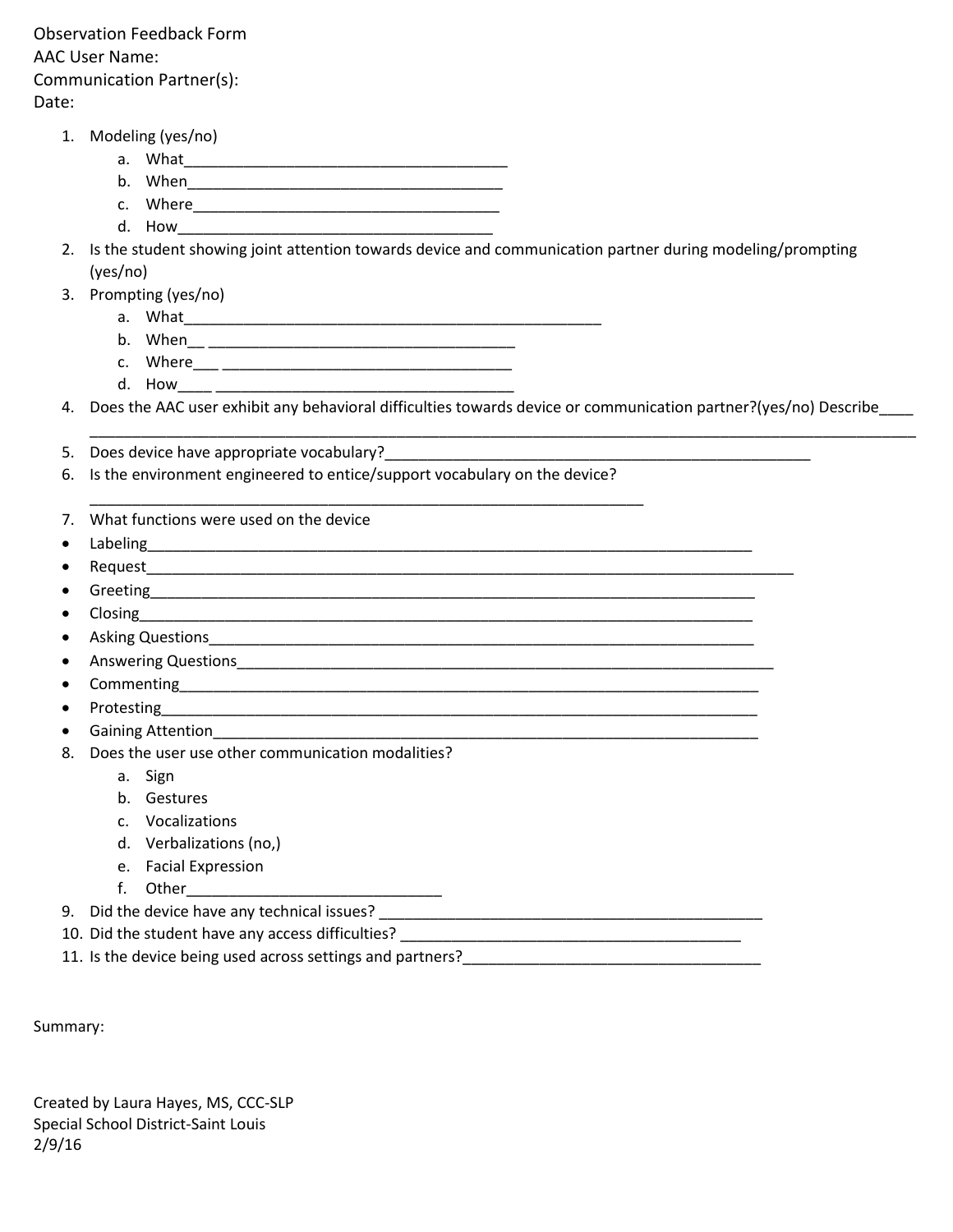Observation Feedback Form
AAC User Name:
Communication Partner(s):
Date:

1. Modeling (yes/no)
    a. What______________________________________
    b. When_____________________________________
    c. Where_____________________________________
    d. How______________________________________
2. Is the student showing joint attention towards device and communication partner during modeling/prompting (yes/no)
3. Prompting (yes/no)
    a. What_______________________________________________
    b. When__ ___________________________________
    c. Where___ __________________________________
    d. How____ ___________________________________
4. Does the AAC user exhibit any behavioral difficulties towards device or communication partner?(yes/no) Describe____
    ________________________________________________________________________________________________
5. Does device have appropriate vocabulary?__________________________________________________
6. Is the environment engineered to entice/support vocabulary on the device?
    ________________________________________________________________
7. What functions were used on the device

- Labeling______________________________________________________________________
- Request___________________________________________________________________________
- Greeting______________________________________________________________________
- Closing_______________________________________________________________________
- Asking Questions_______________________________________________________________
- Answering Questions______________________________________________________________
- Commenting_____________________________________________________________________
- Protesting_____________________________________________________________________
- Gaining Attention_______________________________________________________________

8. Does the user use other communication modalities?
    a. Sign
    b. Gestures
    c. Vocalizations
    d. Verbalizations (no,)
    e. Facial Expression
    f. Other______________________________
9. Did the device have any technical issues? _____________________________________________
10. Did the student have any access difficulties? ________________________________________
11. Is the device being used across settings and partners?___________________________________

Summary:

Created by Laura Hayes, MS, CCC-SLP
Special School District-Saint Louis
2/9/16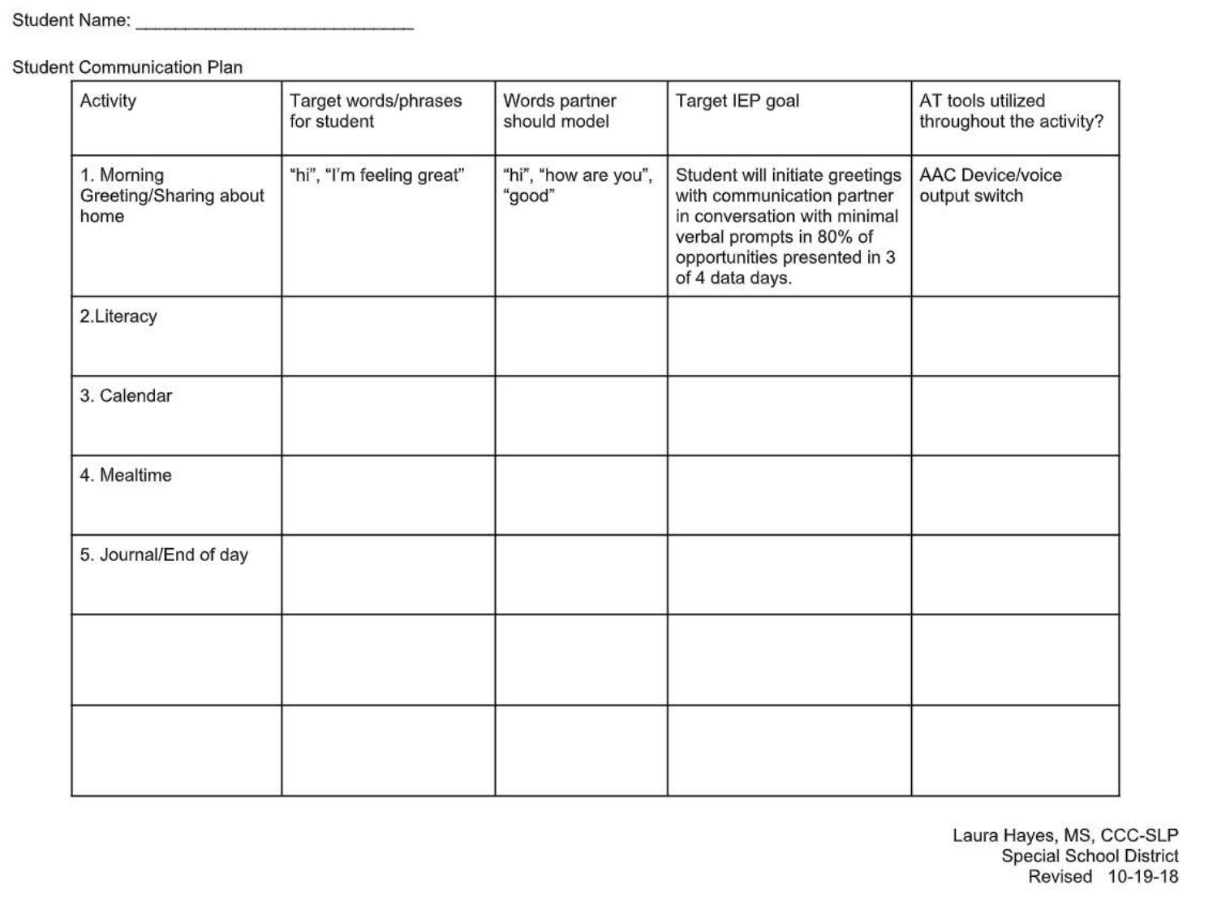Student Name: ___________________________

Student Communication Plan

| Activity | Target words/phrases for student | Words partner should model | Target IEP goal | AT tools utilized throughout the activity? |
|---|---|---|---|---|
| 1. Morning Greeting/Sharing about home | "hi", "I'm feeling great" | "hi", "how are you", "good" | Student will initiate greetings with communication partner in conversation with minimal verbal prompts in 80% of opportunities presented in 3 of 4 data days. | AAC Device/voice output switch |
| 2.Literacy | | | | |
| 3. Calendar | | | | |
| 4. Mealtime | | | | |
| 5. Journal/End of day | | | | |
| | | | | |
| | | | | |

Laura Hayes, MS, CCC-SLP
Special School District
Revised 10-19-18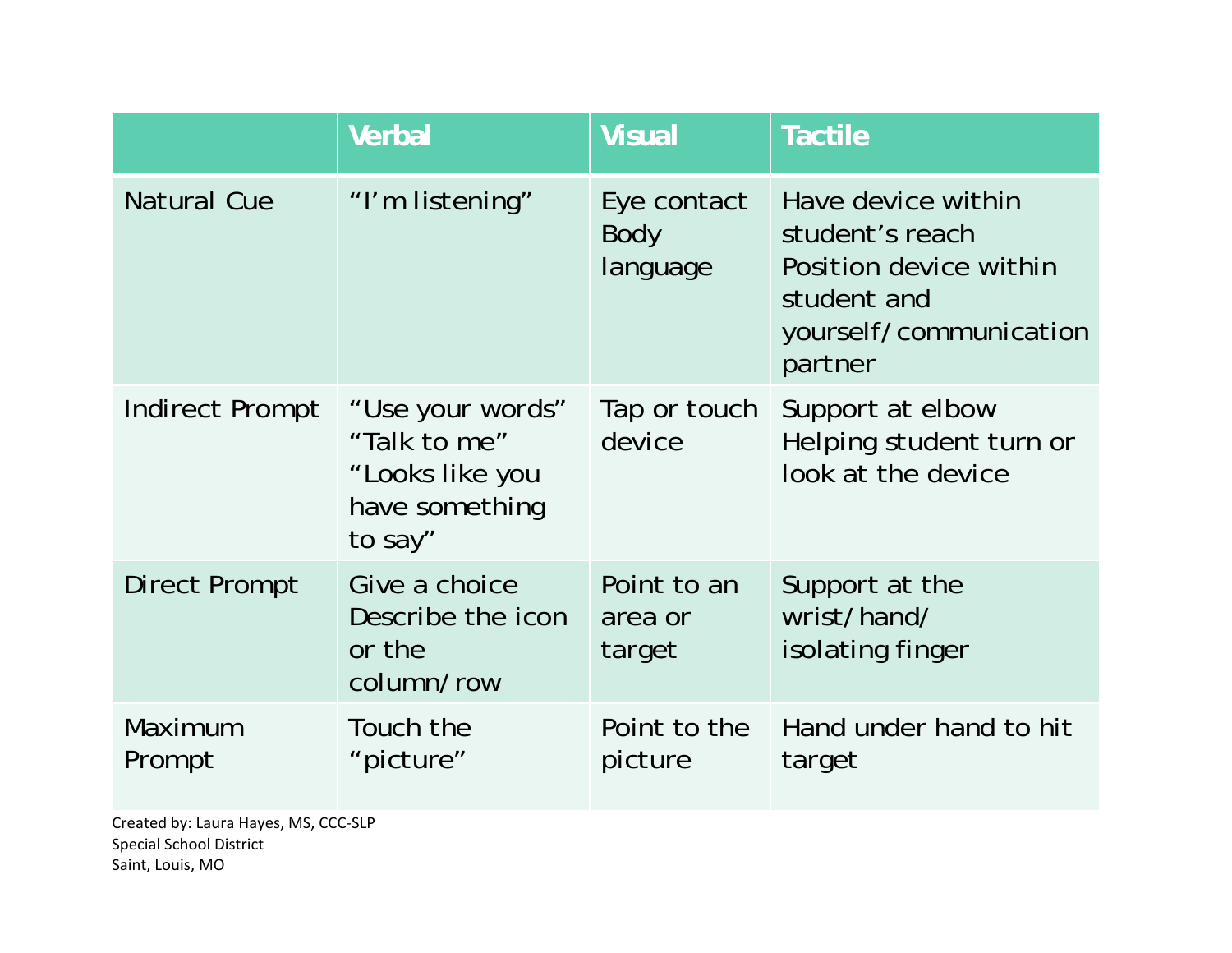| | Verbal | Visual | Tactile |
|---|---|---|---|
| Natural Cue | "I'm listening" | Eye contact<br>Body language | Have device within student's reach<br>Position device within student and yourself/communication partner |
| Indirect Prompt | "Use your words"<br>"Talk to me"<br>"Looks like you have something to say" | Tap or touch device | Support at elbow<br>Helping student turn or look at the device |
| Direct Prompt | Give a choice<br>Describe the icon or the column/row | Point to an area or target | Support at the wrist/hand/ isolating finger |
| Maximum Prompt | Touch the "picture" | Point to the picture | Hand under hand to hit target |

Created by: Laura Hayes, MS, CCC-SLP
Special School District
Saint, Louis, MO